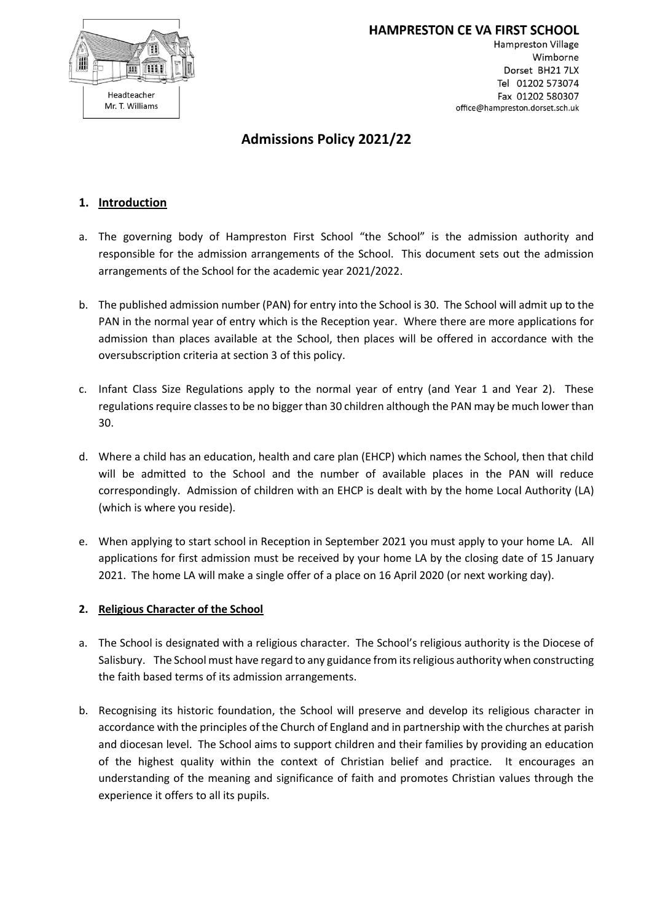Headteacher
Mr. T. Williams

**HAMPRESTON CE VA FIRST SCHOOL**

Hampreston Village
Wimborne
Dorset BH21 7LX
Tel 01202 573074
Fax 01202 580307
office@hampreston.dorset.sch.uk

# Admissions Policy 2021/22

## 1. Introduction

a. The governing body of Hampreston First School "the School" is the admission authority and responsible for the admission arrangements of the School. This document sets out the admission arrangements of the School for the academic year 2021/2022.

b. The published admission number (PAN) for entry into the School is 30. The School will admit up to the PAN in the normal year of entry which is the Reception year. Where there are more applications for admission than places available at the School, then places will be offered in accordance with the oversubscription criteria at section 3 of this policy.

c. Infant Class Size Regulations apply to the normal year of entry (and Year 1 and Year 2). These regulations require classes to be no bigger than 30 children although the PAN may be much lower than 30.

d. Where a child has an education, health and care plan (EHCP) which names the School, then that child will be admitted to the School and the number of available places in the PAN will reduce correspondingly. Admission of children with an EHCP is dealt with by the home Local Authority (LA) (which is where you reside).

e. When applying to start school in Reception in September 2021 you must apply to your home LA. All applications for first admission must be received by your home LA by the closing date of 15 January 2021. The home LA will make a single offer of a place on 16 April 2020 (or next working day).

## 2. Religious Character of the School

a. The School is designated with a religious character. The School's religious authority is the Diocese of Salisbury. The School must have regard to any guidance from its religious authority when constructing the faith based terms of its admission arrangements.

b. Recognising its historic foundation, the School will preserve and develop its religious character in accordance with the principles of the Church of England and in partnership with the churches at parish and diocesan level. The School aims to support children and their families by providing an education of the highest quality within the context of Christian belief and practice. It encourages an understanding of the meaning and significance of faith and promotes Christian values through the experience it offers to all its pupils.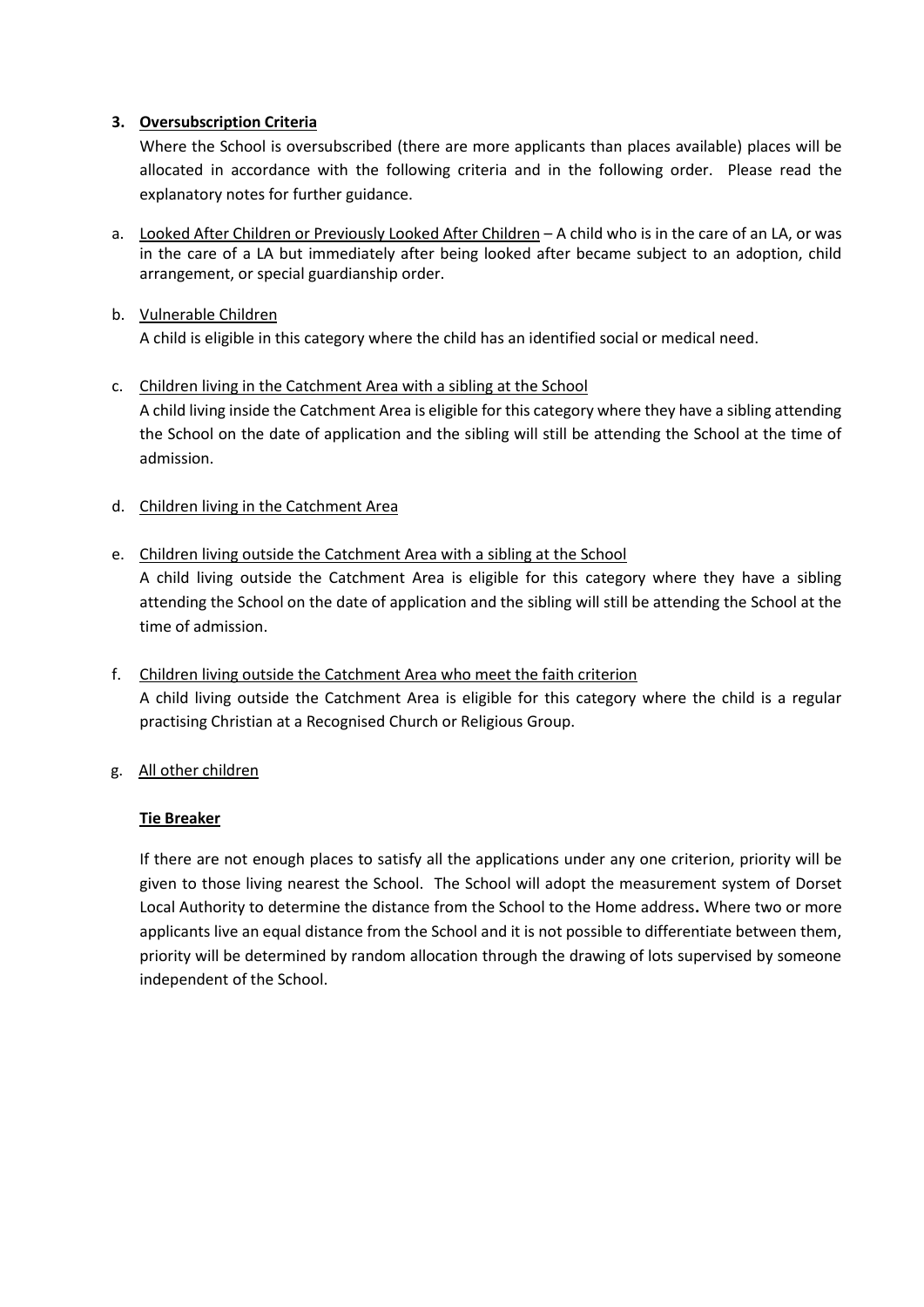## 3. Oversubscription Criteria

Where the School is oversubscribed (there are more applicants than places available) places will be allocated in accordance with the following criteria and in the following order. Please read the explanatory notes for further guidance.

a. Looked After Children or Previously Looked After Children – A child who is in the care of an LA, or was in the care of a LA but immediately after being looked after became subject to an adoption, child arrangement, or special guardianship order.

b. Vulnerable Children

   A child is eligible in this category where the child has an identified social or medical need.

c. Children living in the Catchment Area with a sibling at the School

   A child living inside the Catchment Area is eligible for this category where they have a sibling attending the School on the date of application and the sibling will still be attending the School at the time of admission.

d. Children living in the Catchment Area

e. Children living outside the Catchment Area with a sibling at the School

   A child living outside the Catchment Area is eligible for this category where they have a sibling attending the School on the date of application and the sibling will still be attending the School at the time of admission.

f. Children living outside the Catchment Area who meet the faith criterion

   A child living outside the Catchment Area is eligible for this category where the child is a regular practising Christian at a Recognised Church or Religious Group.

g. All other children

**Tie Breaker**

If there are not enough places to satisfy all the applications under any one criterion, priority will be given to those living nearest the School. The School will adopt the measurement system of Dorset Local Authority to determine the distance from the School to the Home address**.** Where two or more applicants live an equal distance from the School and it is not possible to differentiate between them, priority will be determined by random allocation through the drawing of lots supervised by someone independent of the School.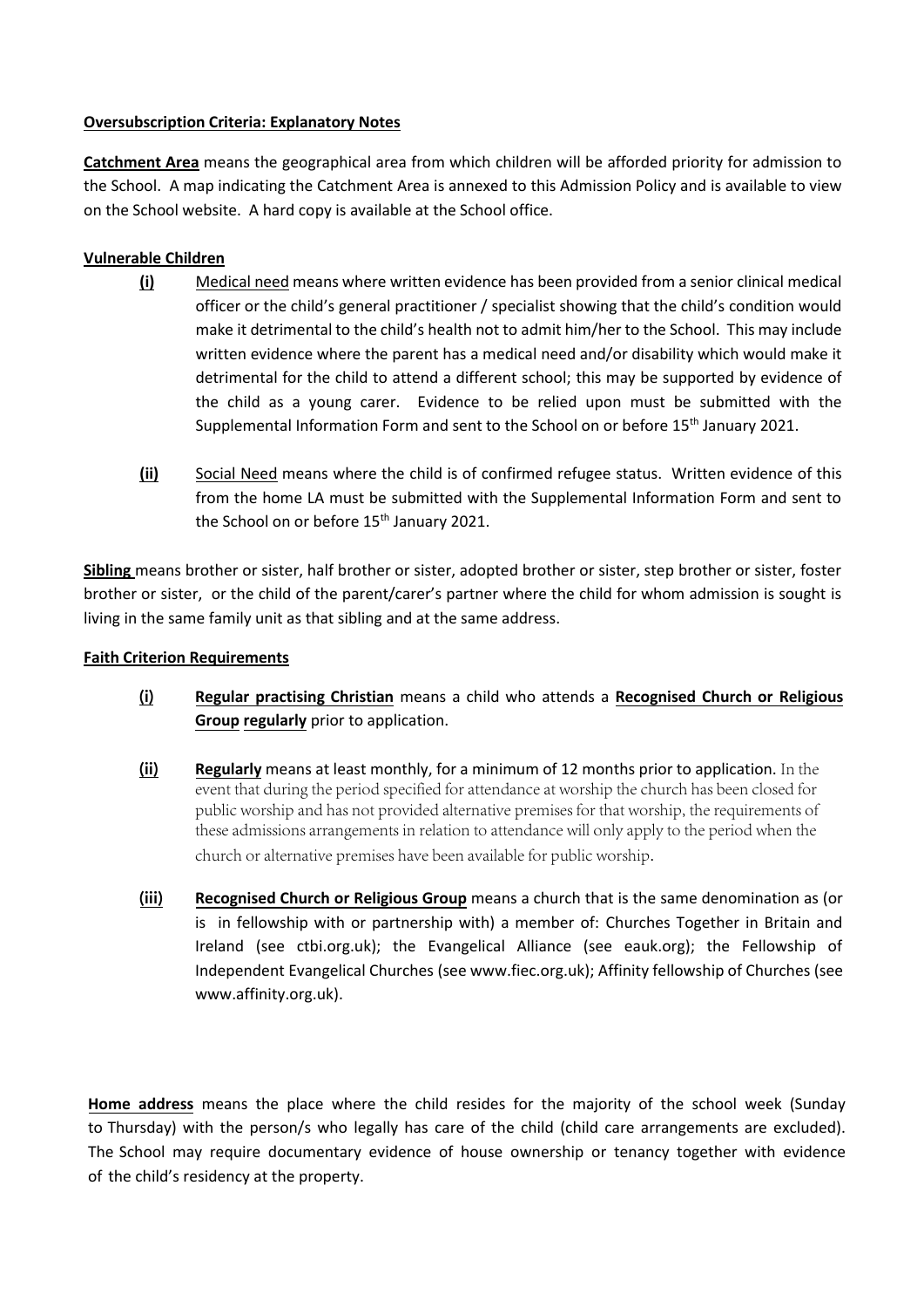**Oversubscription Criteria: Explanatory Notes**

**Catchment Area** means the geographical area from which children will be afforded priority for admission to the School. A map indicating the Catchment Area is annexed to this Admission Policy and is available to view on the School website. A hard copy is available at the School office.

**Vulnerable Children**

- **(i)** Medical need means where written evidence has been provided from a senior clinical medical officer or the child's general practitioner / specialist showing that the child's condition would make it detrimental to the child's health not to admit him/her to the School. This may include written evidence where the parent has a medical need and/or disability which would make it detrimental for the child to attend a different school; this may be supported by evidence of the child as a young carer. Evidence to be relied upon must be submitted with the Supplemental Information Form and sent to the School on or before 15th January 2021.

- **(ii)** Social Need means where the child is of confirmed refugee status. Written evidence of this from the home LA must be submitted with the Supplemental Information Form and sent to the School on or before 15th January 2021.

**Sibling** means brother or sister, half brother or sister, adopted brother or sister, step brother or sister, foster brother or sister, or the child of the parent/carer's partner where the child for whom admission is sought is living in the same family unit as that sibling and at the same address.

**Faith Criterion Requirements**

- **(i)** **Regular practising Christian** means a child who attends a **Recognised Church or Religious Group** **regularly** prior to application.

- **(ii)** **Regularly** means at least monthly, for a minimum of 12 months prior to application. In the event that during the period specified for attendance at worship the church has been closed for public worship and has not provided alternative premises for that worship, the requirements of these admissions arrangements in relation to attendance will only apply to the period when the church or alternative premises have been available for public worship.

- **(iii)** **Recognised Church or Religious Group** means a church that is the same denomination as (or is in fellowship with or partnership with) a member of: Churches Together in Britain and Ireland (see ctbi.org.uk); the Evangelical Alliance (see eauk.org); the Fellowship of Independent Evangelical Churches (see www.fiec.org.uk); Affinity fellowship of Churches (see www.affinity.org.uk).

**Home address** means the place where the child resides for the majority of the school week (Sunday to Thursday) with the person/s who legally has care of the child (child care arrangements are excluded). The School may require documentary evidence of house ownership or tenancy together with evidence of the child's residency at the property.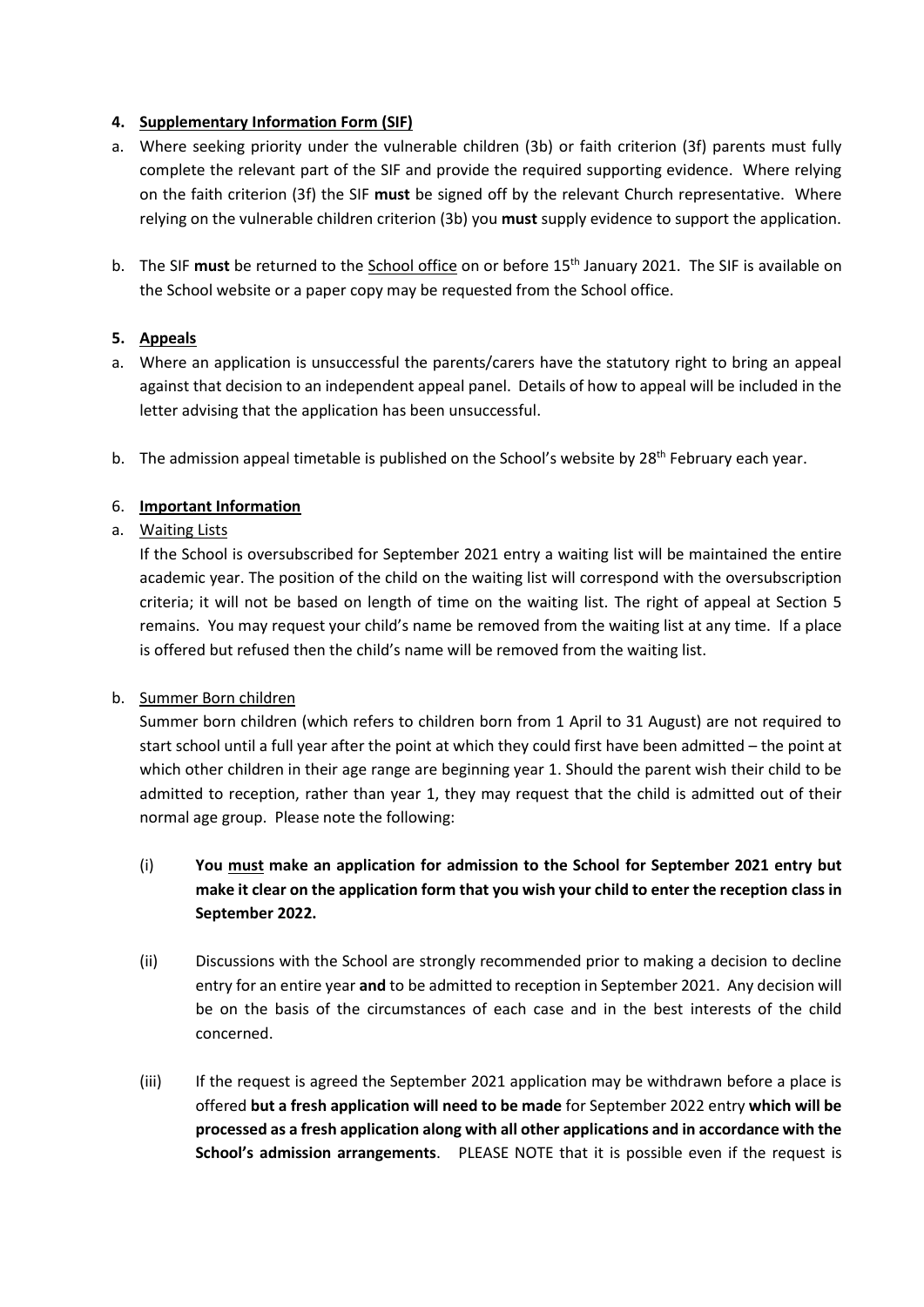## 4. <u>Supplementary Information Form (SIF)</u>

a. Where seeking priority under the vulnerable children (3b) or faith criterion (3f) parents must fully complete the relevant part of the SIF and provide the required supporting evidence. Where relying on the faith criterion (3f) the SIF **must** be signed off by the relevant Church representative. Where relying on the vulnerable children criterion (3b) you **must** supply evidence to support the application.

b. The SIF **must** be returned to the <u>School office</u> on or before 15th January 2021. The SIF is available on the School website or a paper copy may be requested from the School office.

## 5. <u>Appeals</u>

a. Where an application is unsuccessful the parents/carers have the statutory right to bring an appeal against that decision to an independent appeal panel. Details of how to appeal will be included in the letter advising that the application has been unsuccessful.

b. The admission appeal timetable is published on the School's website by 28th February each year.

## 6. <u>Important Information</u>

a. <u>Waiting Lists</u>

If the School is oversubscribed for September 2021 entry a waiting list will be maintained the entire academic year. The position of the child on the waiting list will correspond with the oversubscription criteria; it will not be based on length of time on the waiting list. The right of appeal at Section 5 remains. You may request your child's name be removed from the waiting list at any time. If a place is offered but refused then the child's name will be removed from the waiting list.

b. <u>Summer Born children</u>

Summer born children (which refers to children born from 1 April to 31 August) are not required to start school until a full year after the point at which they could first have been admitted – the point at which other children in their age range are beginning year 1. Should the parent wish their child to be admitted to reception, rather than year 1, they may request that the child is admitted out of their normal age group. Please note the following:

(i) **You <u>must</u> make an application for admission to the School for September 2021 entry but make it clear on the application form that you wish your child to enter the reception class in September 2022.**

(ii) Discussions with the School are strongly recommended prior to making a decision to decline entry for an entire year **and** to be admitted to reception in September 2021. Any decision will be on the basis of the circumstances of each case and in the best interests of the child concerned.

(iii) If the request is agreed the September 2021 application may be withdrawn before a place is offered **but a fresh application will need to be made** for September 2022 entry **which will be processed as a fresh application along with all other applications and in accordance with the School's admission arrangements**. PLEASE NOTE that it is possible even if the request is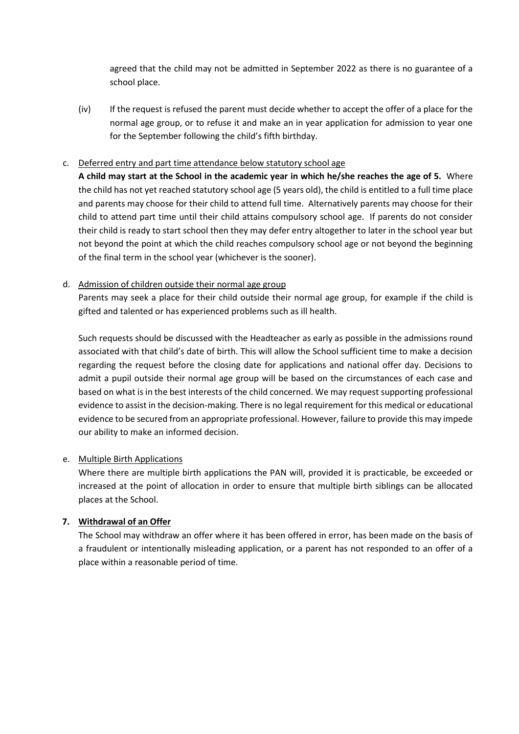agreed that the child may not be admitted in September 2022 as there is no guarantee of a school place.

(iv) If the request is refused the parent must decide whether to accept the offer of a place for the normal age group, or to refuse it and make an in year application for admission to year one for the September following the child's fifth birthday.

c. Deferred entry and part time attendance below statutory school age

**A child may start at the School in the academic year in which he/she reaches the age of 5.** Where the child has not yet reached statutory school age (5 years old), the child is entitled to a full time place and parents may choose for their child to attend full time. Alternatively parents may choose for their child to attend part time until their child attains compulsory school age. If parents do not consider their child is ready to start school then they may defer entry altogether to later in the school year but not beyond the point at which the child reaches compulsory school age or not beyond the beginning of the final term in the school year (whichever is the sooner).

d. Admission of children outside their normal age group

Parents may seek a place for their child outside their normal age group, for example if the child is gifted and talented or has experienced problems such as ill health.

Such requests should be discussed with the Headteacher as early as possible in the admissions round associated with that child's date of birth. This will allow the School sufficient time to make a decision regarding the request before the closing date for applications and national offer day. Decisions to admit a pupil outside their normal age group will be based on the circumstances of each case and based on what is in the best interests of the child concerned. We may request supporting professional evidence to assist in the decision-making. There is no legal requirement for this medical or educational evidence to be secured from an appropriate professional. However, failure to provide this may impede our ability to make an informed decision.

e. Multiple Birth Applications

Where there are multiple birth applications the PAN will, provided it is practicable, be exceeded or increased at the point of allocation in order to ensure that multiple birth siblings can be allocated places at the School.

**7. Withdrawal of an Offer**

The School may withdraw an offer where it has been offered in error, has been made on the basis of a fraudulent or intentionally misleading application, or a parent has not responded to an offer of a place within a reasonable period of time.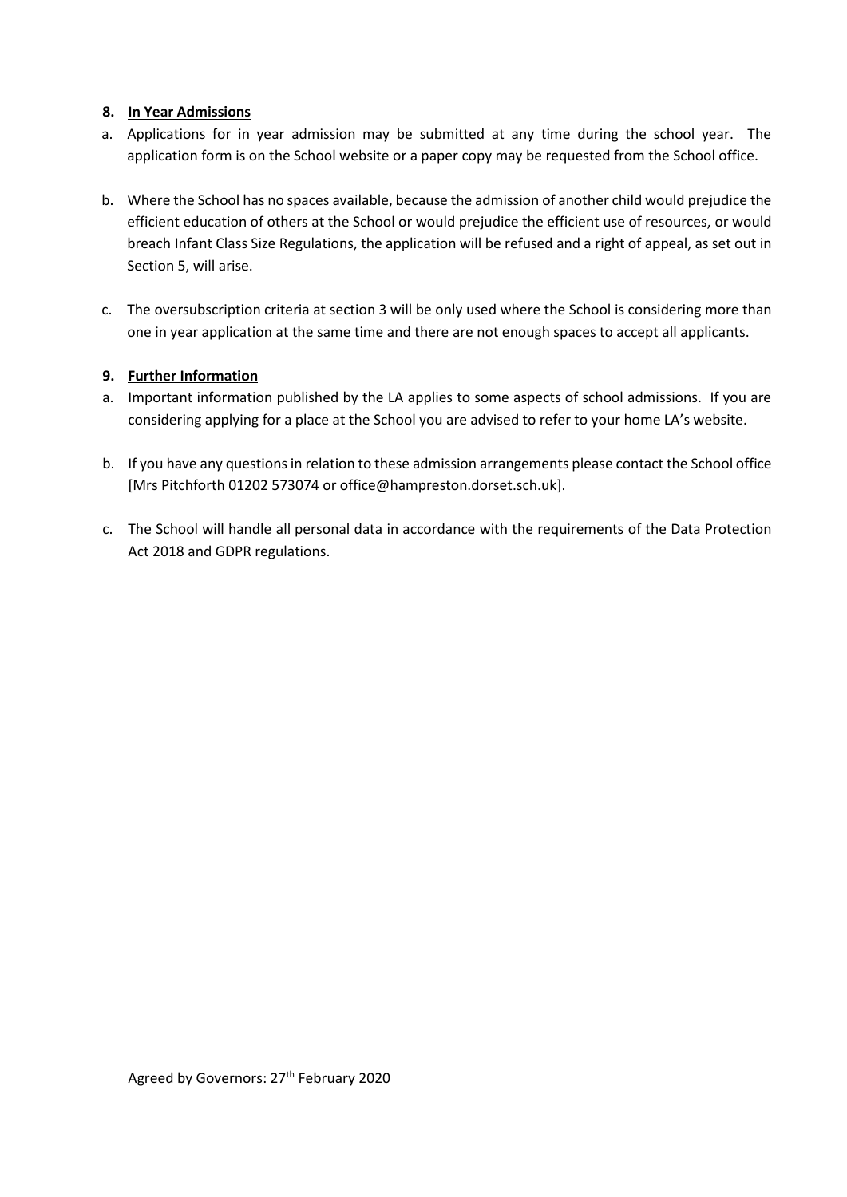## 8. In Year Admissions

a. Applications for in year admission may be submitted at any time during the school year. The application form is on the School website or a paper copy may be requested from the School office.

b. Where the School has no spaces available, because the admission of another child would prejudice the efficient education of others at the School or would prejudice the efficient use of resources, or would breach Infant Class Size Regulations, the application will be refused and a right of appeal, as set out in Section 5, will arise.

c. The oversubscription criteria at section 3 will be only used where the School is considering more than one in year application at the same time and there are not enough spaces to accept all applicants.

## 9. Further Information

a. Important information published by the LA applies to some aspects of school admissions. If you are considering applying for a place at the School you are advised to refer to your home LA's website.

b. If you have any questions in relation to these admission arrangements please contact the School office [Mrs Pitchforth 01202 573074 or office@hampreston.dorset.sch.uk].

c. The School will handle all personal data in accordance with the requirements of the Data Protection Act 2018 and GDPR regulations.

Agreed by Governors: 27th February 2020